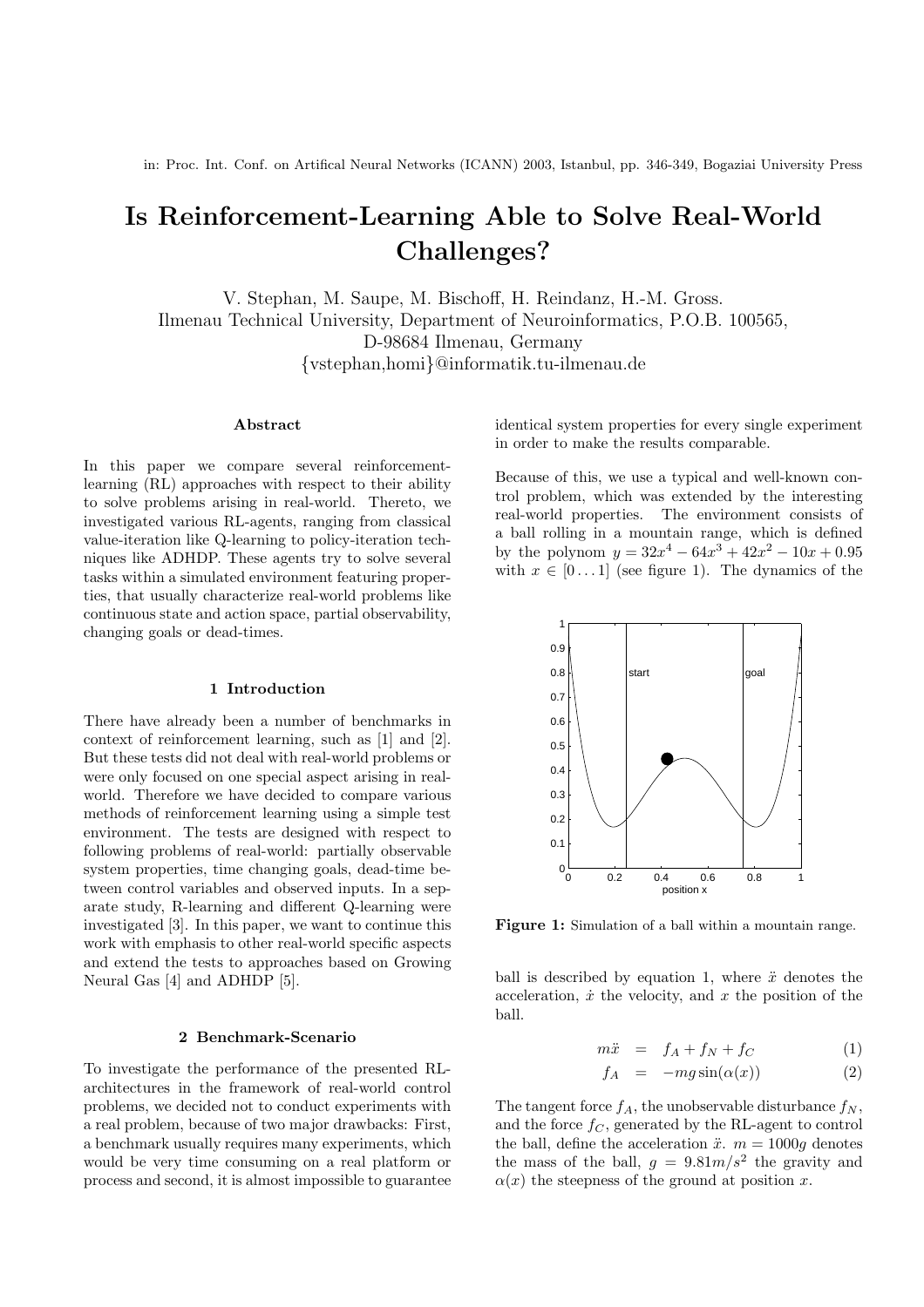in: Proc. Int. Conf. on Artifical Neural Networks (ICANN) 2003, Istanbul, pp. 346-349, Bogaziai University Press

# Is Reinforcement-Learning Able to Solve Real-World Challenges?

V. Stephan, M. Saupe, M. Bischoff, H. Reindanz, H.-M. Gross.
Ilmenau Technical University, Department of Neuroinformatics, P.O.B. 100565,
D-98684 Ilmenau, Germany
{vstephan,homi}@informatik.tu-ilmenau.de

### Abstract

In this paper we compare several reinforcement-learning (RL) approaches with respect to their ability to solve problems arising in real-world. Thereto, we investigated various RL-agents, ranging from classical value-iteration like Q-learning to policy-iteration techniques like ADHDP. These agents try to solve several tasks within a simulated environment featuring properties, that usually characterize real-world problems like continuous state and action space, partial observability, changing goals or dead-times.

## 1 Introduction

There have already been a number of benchmarks in context of reinforcement learning, such as [1] and [2]. But these tests did not deal with real-world problems or were only focused on one special aspect arising in real-world. Therefore we have decided to compare various methods of reinforcement learning using a simple test environment. The tests are designed with respect to following problems of real-world: partially observable system properties, time changing goals, dead-time between control variables and observed inputs. In a separate study, R-learning and different Q-learning were investigated [3]. In this paper, we want to continue this work with emphasis to other real-world specific aspects and extend the tests to approaches based on Growing Neural Gas [4] and ADHDP [5].

## 2 Benchmark-Scenario

To investigate the performance of the presented RL-architectures in the framework of real-world control problems, we decided not to conduct experiments with a real problem, because of two major drawbacks: First, a benchmark usually requires many experiments, which would be very time consuming on a real platform or process and second, it is almost impossible to guarantee identical system properties for every single experiment in order to make the results comparable.

Because of this, we use a typical and well-known control problem, which was extended by the interesting real-world properties. The environment consists of a ball rolling in a mountain range, which is defined by the polynom $y = 32x^4 - 64x^3 + 42x^2 - 10x + 0.95$ with $x \in [0 \ldots 1]$ (see figure 1). The dynamics of the

**Figure 1:** Simulation of a ball within a mountain range.

ball is described by equation 1, where $\ddot{x}$ denotes the acceleration, $\dot{x}$ the velocity, and $x$ the position of the ball.

$$m\ddot{x} = f_A + f_N + f_C \quad (1)$$

$$f_A = -mg\sin(\alpha(x)) \quad (2)$$

The tangent force $f_A$, the unobservable disturbance $f_N$, and the force $f_C$, generated by the RL-agent to control the ball, define the acceleration $\ddot{x}$. $m = 1000g$ denotes the mass of the ball, $g = 9.81m/s^2$ the gravity and $\alpha(x)$ the steepness of the ground at position $x$.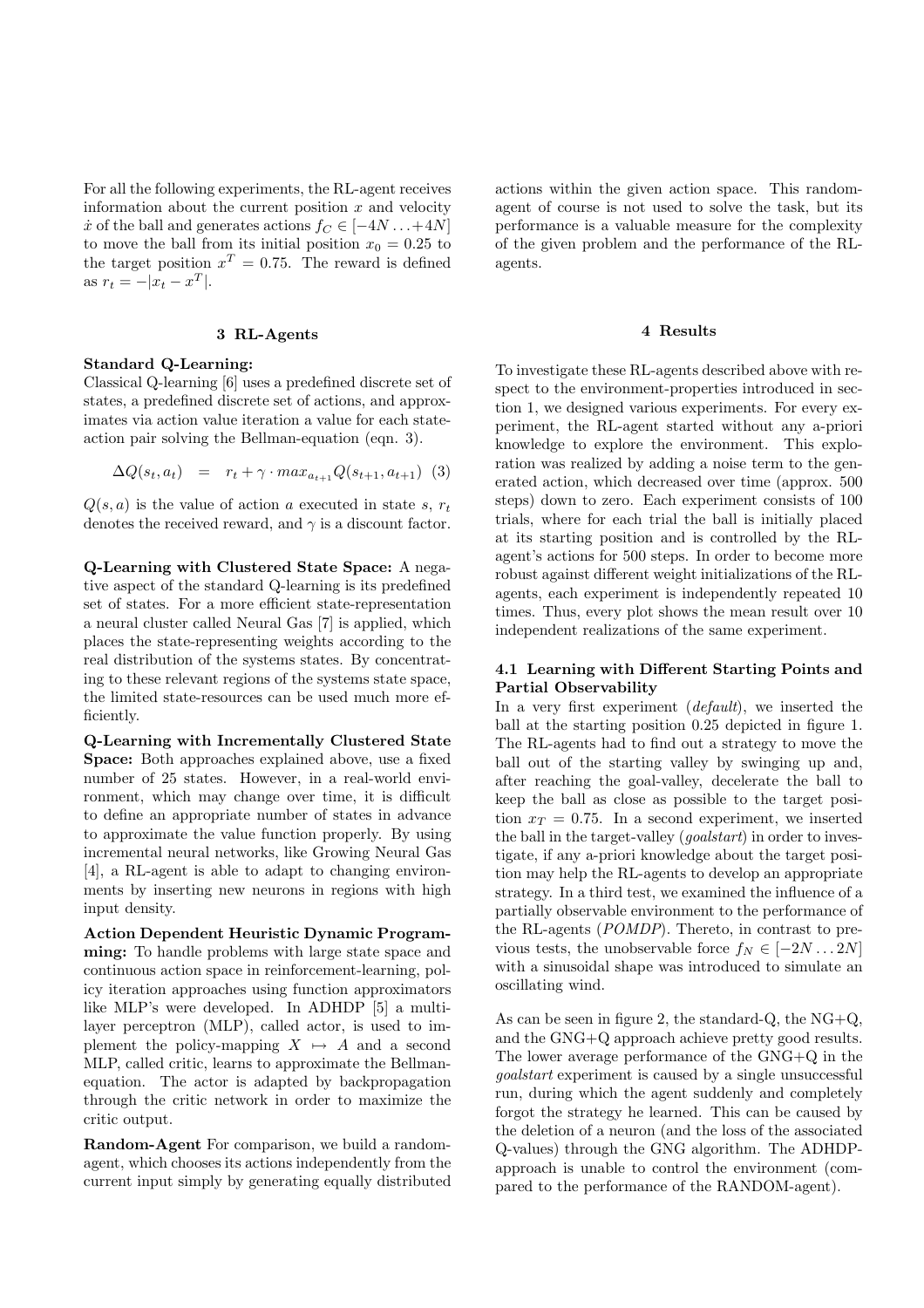For all the following experiments, the RL-agent receives information about the current position $x$ and velocity $\dot{x}$ of the ball and generates actions $f_C \in [-4N \ldots +4N]$ to move the ball from its initial position $x_0 = 0.25$ to the target position $x^T = 0.75$. The reward is defined as $r_t = -|x_t - x^T|$.

## 3 RL-Agents

**Standard Q-Learning:**
Classical Q-learning [6] uses a predefined discrete set of states, a predefined discrete set of actions, and approximates via action value iteration a value for each state-action pair solving the Bellman-equation (eqn. 3).

$$\Delta Q(s_t, a_t) \quad = \quad r_t + \gamma \cdot max_{a_{t+1}} Q(s_{t+1}, a_{t+1}) \quad (3)$$

$Q(s, a)$ is the value of action $a$ executed in state $s$, $r_t$ denotes the received reward, and $\gamma$ is a discount factor.

**Q-Learning with Clustered State Space:** A negative aspect of the standard Q-learning is its predefined set of states. For a more efficient state-representation a neural cluster called Neural Gas [7] is applied, which places the state-representing weights according to the real distribution of the systems states. By concentrating to these relevant regions of the systems state space, the limited state-resources can be used much more efficiently.

**Q-Learning with Incrementally Clustered State Space:** Both approaches explained above, use a fixed number of 25 states. However, in a real-world environment, which may change over time, it is difficult to define an appropriate number of states in advance to approximate the value function properly. By using incremental neural networks, like Growing Neural Gas [4], a RL-agent is able to adapt to changing environments by inserting new neurons in regions with high input density.

**Action Dependent Heuristic Dynamic Programming:** To handle problems with large state space and continuous action space in reinforcement-learning, policy iteration approaches using function approximators like MLP's were developed. In ADHDP [5] a multilayer perceptron (MLP), called actor, is used to implement the policy-mapping $X \mapsto A$ and a second MLP, called critic, learns to approximate the Bellman-equation. The actor is adapted by backpropagation through the critic network in order to maximize the critic output.

**Random-Agent** For comparison, we build a random-agent, which chooses its actions independently from the current input simply by generating equally distributed actions within the given action space. This random-agent of course is not used to solve the task, but its performance is a valuable measure for the complexity of the given problem and the performance of the RL-agents.

## 4 Results

To investigate these RL-agents described above with respect to the environment-properties introduced in section 1, we designed various experiments. For every experiment, the RL-agent started without any a-priori knowledge to explore the environment. This exploration was realized by adding a noise term to the generated action, which decreased over time (approx. 500 steps) down to zero. Each experiment consists of 100 trials, where for each trial the ball is initially placed at its starting position and is controlled by the RL-agent's actions for 500 steps. In order to become more robust against different weight initializations of the RL-agents, each experiment is independently repeated 10 times. Thus, every plot shows the mean result over 10 independent realizations of the same experiment.

### 4.1 Learning with Different Starting Points and Partial Observability

In a very first experiment (*default*), we inserted the ball at the starting position 0.25 depicted in figure 1. The RL-agents had to find out a strategy to move the ball out of the starting valley by swinging up and, after reaching the goal-valley, decelerate the ball to keep the ball as close as possible to the target position $x_T = 0.75$. In a second experiment, we inserted the ball in the target-valley (*goalstart*) in order to investigate, if any a-priori knowledge about the target position may help the RL-agents to develop an appropriate strategy. In a third test, we examined the influence of a partially observable environment to the performance of the RL-agents (*POMDP*). Thereto, in contrast to previous tests, the unobservable force $f_N \in [-2N \ldots 2N]$ with a sinusoidal shape was introduced to simulate an oscillating wind.

As can be seen in figure 2, the standard-Q, the NG+Q, and the GNG+Q approach achieve pretty good results. The lower average performance of the GNG+Q in the *goalstart* experiment is caused by a single unsuccessful run, during which the agent suddenly and completely forgot the strategy he learned. This can be caused by the deletion of a neuron (and the loss of the associated Q-values) through the GNG algorithm. The ADHDP-approach is unable to control the environment (compared to the performance of the RANDOM-agent).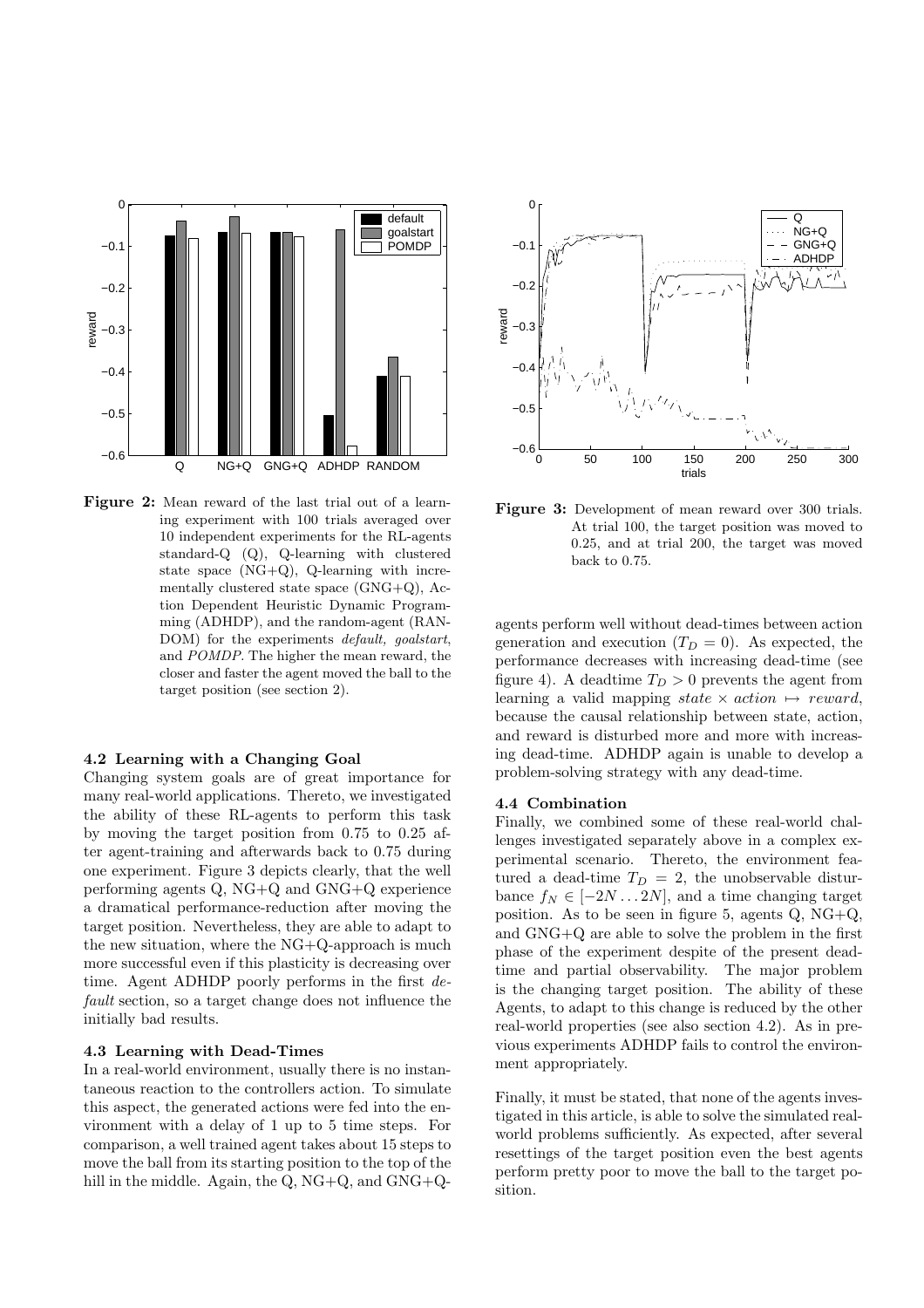**Figure 2:** Mean reward of the last trial out of a learning experiment with 100 trials averaged over 10 independent experiments for the RL-agents standard-Q (Q), Q-learning with clustered state space (NG+Q), Q-learning with incrementally clustered state space (GNG+Q), Action Dependent Heuristic Dynamic Programming (ADHDP), and the random-agent (RANDOM) for the experiments *default, goalstart*, and *POMDP*. The higher the mean reward, the closer and faster the agent moved the ball to the target position (see section 2).

### 4.2 Learning with a Changing Goal

Changing system goals are of great importance for many real-world applications. Thereto, we investigated the ability of these RL-agents to perform this task by moving the target position from 0.75 to 0.25 after agent-training and afterwards back to 0.75 during one experiment. Figure 3 depicts clearly, that the well performing agents Q, NG+Q and GNG+Q experience a dramatical performance-reduction after moving the target position. Nevertheless, they are able to adapt to the new situation, where the NG+Q-approach is much more successful even if this plasticity is decreasing over time. Agent ADHDP poorly performs in the first *default* section, so a target change does not influence the initially bad results.

### 4.3 Learning with Dead-Times

In a real-world environment, usually there is no instantaneous reaction to the controllers action. To simulate this aspect, the generated actions were fed into the environment with a delay of 1 up to 5 time steps. For comparison, a well trained agent takes about 15 steps to move the ball from its starting position to the top of the hill in the middle. Again, the Q, NG+Q, and GNG+Q-agents perform well without dead-times between action generation and execution ($T_D = 0$). As expected, the performance decreases with increasing dead-time (see figure 4). A deadtime $T_D > 0$ prevents the agent from learning a valid mapping $state \times action \mapsto reward$, because the causal relationship between state, action, and reward is disturbed more and more with increasing dead-time. ADHDP again is unable to develop a problem-solving strategy with any dead-time.

**Figure 3:** Development of mean reward over 300 trials. At trial 100, the target position was moved to 0.25, and at trial 200, the target was moved back to 0.75.

### 4.4 Combination

Finally, we combined some of these real-world challenges investigated separately above in a complex experimental scenario. Thereto, the environment featured a dead-time $T_D = 2$, the unobservable disturbance $f_N \in [-2N \dots 2N]$, and a time changing target position. As to be seen in figure 5, agents Q, NG+Q, and GNG+Q are able to solve the problem in the first phase of the experiment despite of the present deadtime and partial observability. The major problem is the changing target position. The ability of these Agents, to adapt to this change is reduced by the other real-world properties (see also section 4.2). As in previous experiments ADHDP fails to control the environment appropriately.

Finally, it must be stated, that none of the agents investigated in this article, is able to solve the simulated real-world problems sufficiently. As expected, after several resettings of the target position even the best agents perform pretty poor to move the ball to the target position.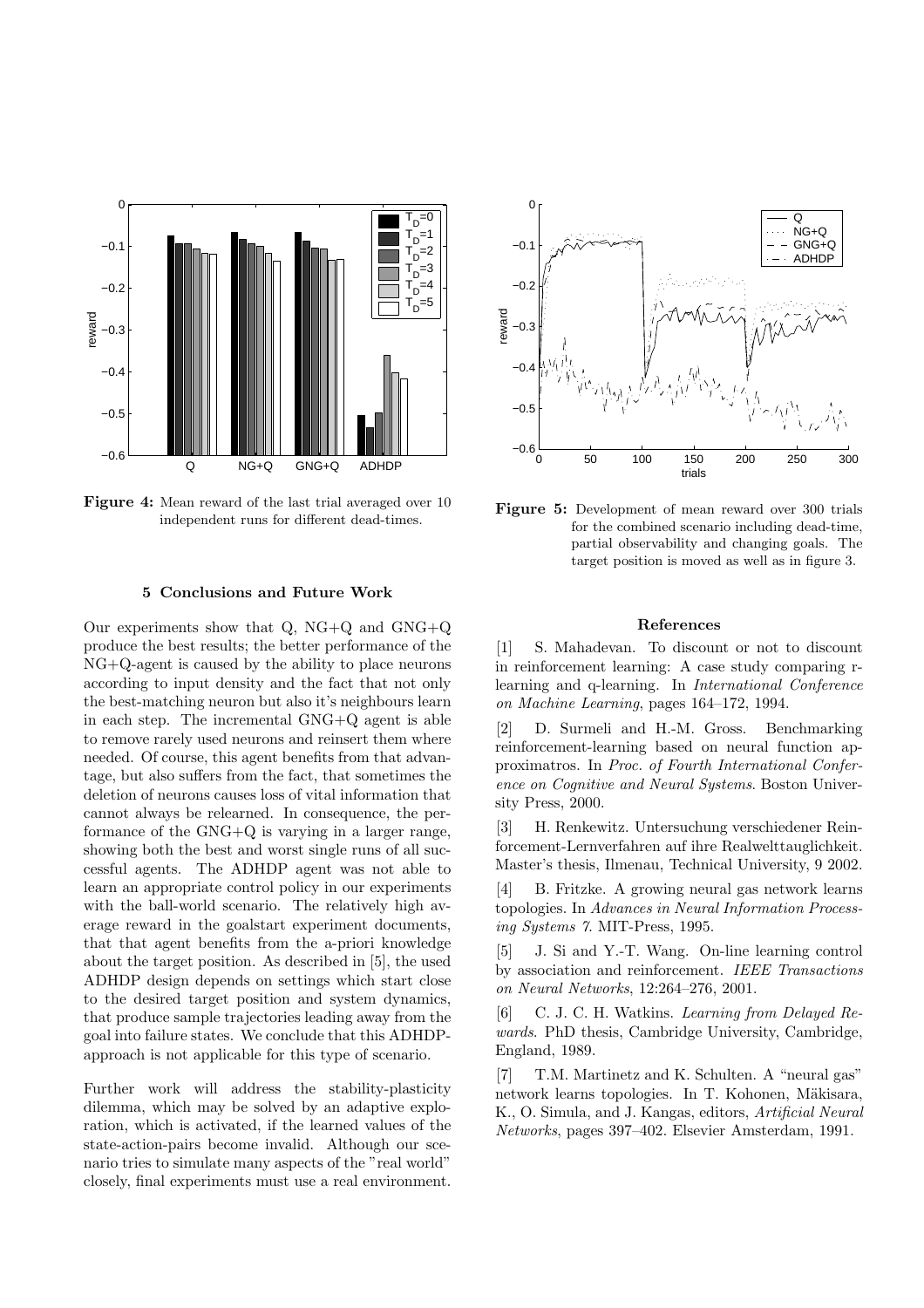0
−0.1
−0.2
−0.3
−0.4
−0.5
−0.6
reward
Q
NG+Q
GNG+Q
ADHDP
$T_D$=0
$T_D$=1
$T_D$=2
$T_D$=3
$T_D$=4
$T_D$=5

**Figure 4:** Mean reward of the last trial averaged over 10 independent runs for different dead-times.

0
−0.1
−0.2
−0.3
−0.4
−0.5
−0.6
reward
0
50
100
150
200
250
300
trials
Q
NG+Q
GNG+Q
ADHDP

**Figure 5:** Development of mean reward over 300 trials for the combined scenario including dead-time, partial observability and changing goals. The target position is moved as well as in figure 3.

### 5 Conclusions and Future Work

Our experiments show that Q, NG+Q and GNG+Q produce the best results; the better performance of the NG+Q-agent is caused by the ability to place neurons according to input density and the fact that not only the best-matching neuron but also it's neighbours learn in each step. The incremental GNG+Q agent is able to remove rarely used neurons and reinsert them where needed. Of course, this agent benefits from that advantage, but also suffers from the fact, that sometimes the deletion of neurons causes loss of vital information that cannot always be relearned. In consequence, the performance of the GNG+Q is varying in a larger range, showing both the best and worst single runs of all successful agents. The ADHDP agent was not able to learn an appropriate control policy in our experiments with the ball-world scenario. The relatively high average reward in the goalstart experiment documents, that that agent benefits from the a-priori knowledge about the target position. As described in [5], the used ADHDP design depends on settings which start close to the desired target position and system dynamics, that produce sample trajectories leading away from the goal into failure states. We conclude that this ADHDP-approach is not applicable for this type of scenario.

Further work will address the stability-plasticity dilemma, which may be solved by an adaptive exploration, which is activated, if the learned values of the state-action-pairs become invalid. Although our scenario tries to simulate many aspects of the "real world" closely, final experiments must use a real environment.

### References

[1] S. Mahadevan. To discount or not to discount in reinforcement learning: A case study comparing r-learning and q-learning. In *International Conference on Machine Learning*, pages 164–172, 1994.

[2] D. Surmeli and H.-M. Gross. Benchmarking reinforcement-learning based on neural function approximatros. In *Proc. of Fourth International Conference on Cognitive and Neural Systems*. Boston University Press, 2000.

[3] H. Renkewitz. Untersuchung verschiedener Reinforcement-Lernverfahren auf ihre Realwelttauglichkeit. Master's thesis, Ilmenau, Technical University, 9 2002.

[4] B. Fritzke. A growing neural gas network learns topologies. In *Advances in Neural Information Processing Systems 7*. MIT-Press, 1995.

[5] J. Si and Y.-T. Wang. On-line learning control by association and reinforcement. *IEEE Transactions on Neural Networks*, 12:264–276, 2001.

[6] C. J. C. H. Watkins. *Learning from Delayed Rewards*. PhD thesis, Cambridge University, Cambridge, England, 1989.

[7] T.M. Martinetz and K. Schulten. A "neural gas" network learns topologies. In T. Kohonen, Mäkisara, K., O. Simula, and J. Kangas, editors, *Artificial Neural Networks*, pages 397–402. Elsevier Amsterdam, 1991.